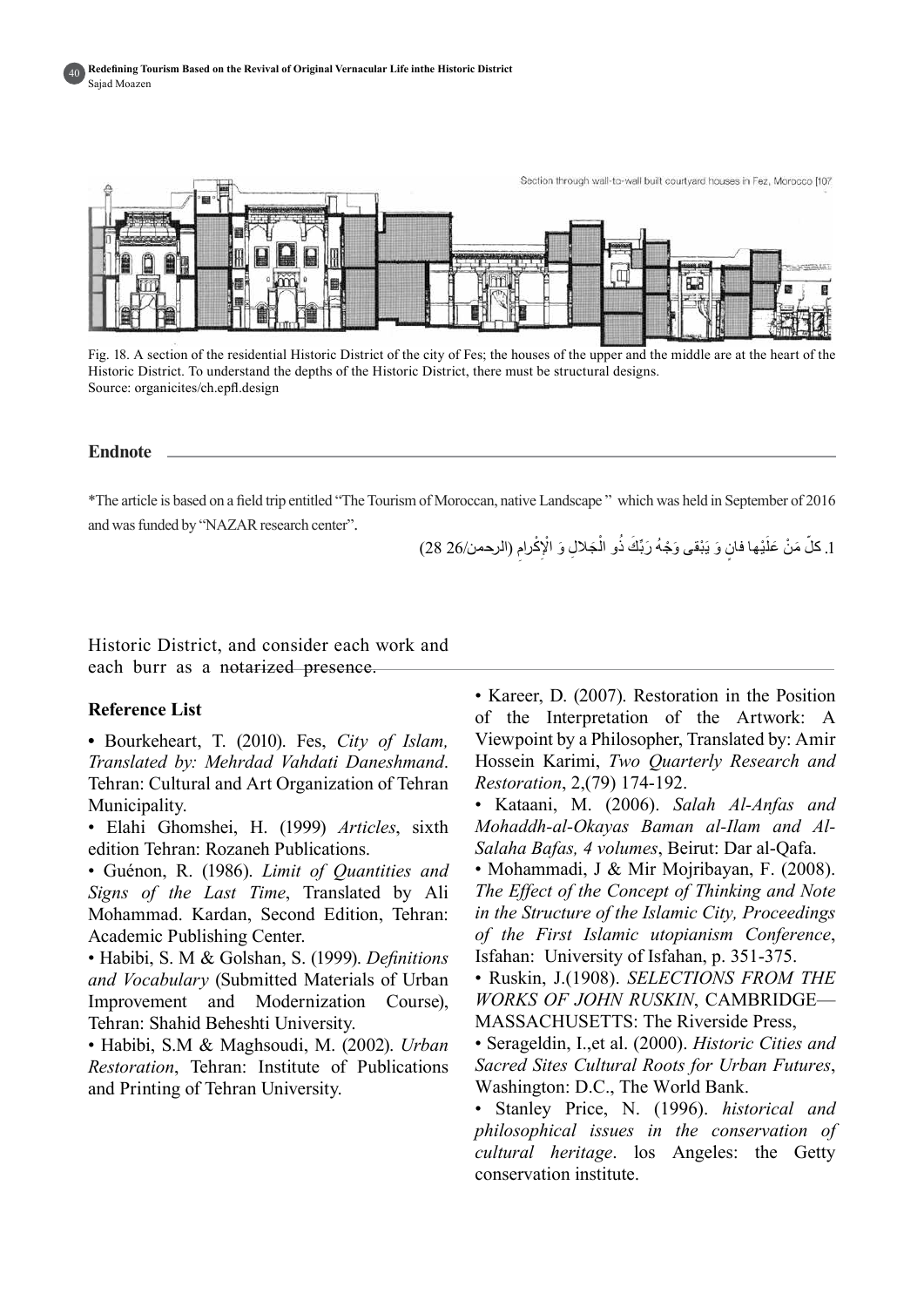Fig. 18. A section of the residential Historic District of the city of Fes; the houses of the upper and the middle are at the heart of the Historic District. To understand the depths of the Historic District, there must be structural designs.
Source: organicites/ch.epfl.design

## Endnote

*The article is based on a field trip entitled "The Tourism of Moroccan, native Landscape " which was held in September of 2016 and was funded by "NAZAR research center".

1. كلّ مَنْ عَلَيْها فانٍ وَ يَبْقى وَجْهُ رَبِّكَ ذُو الْجَلالِ وَ الْإِكْرامِ (الرحمن/26 28)

Historic District, and consider each work and each burr as a notarized presence.

## Reference List

- Bourkeheart, T. (2010). Fes, *City of Islam, Translated by: Mehrdad Vahdati Daneshmand*. Tehran: Cultural and Art Organization of Tehran Municipality.
- Elahi Ghomshei, H. (1999) *Articles*, sixth edition Tehran: Rozaneh Publications.
- Guénon, R. (1986). *Limit of Quantities and Signs of the Last Time*, Translated by Ali Mohammad. Kardan, Second Edition, Tehran: Academic Publishing Center.
- Habibi, S. M & Golshan, S. (1999). *Definitions and Vocabulary* (Submitted Materials of Urban Improvement and Modernization Course), Tehran: Shahid Beheshti University.
- Habibi, S.M & Maghsoudi, M. (2002). *Urban Restoration*, Tehran: Institute of Publications and Printing of Tehran University.
- Kareer, D. (2007). Restoration in the Position of the Interpretation of the Artwork: A Viewpoint by a Philosopher, Translated by: Amir Hossein Karimi, *Two Quarterly Research and Restoration*, 2,(79) 174-192.
- Kataani, M. (2006). *Salah Al-Anfas and Mohaddh-al-Okayas Baman al-Ilam and Al-Salaha Bafas, 4 volumes*, Beirut: Dar al-Qafa.
- Mohammadi, J & Mir Mojribayan, F. (2008). *The Effect of the Concept of Thinking and Note in the Structure of the Islamic City, Proceedings of the First Islamic utopianism Conference*, Isfahan: University of Isfahan, p. 351-375.
- Ruskin, J.(1908). *SELECTIONS FROM THE WORKS OF JOHN RUSKIN*, CAMBRIDGE— MASSACHUSETTS: The Riverside Press,
- Serageldin, I.,et al. (2000). *Historic Cities and Sacred Sites Cultural Roots for Urban Futures*, Washington: D.C., The World Bank.
- Stanley Price, N. (1996). *historical and philosophical issues in the conservation of cultural heritage*. los Angeles: the Getty conservation institute.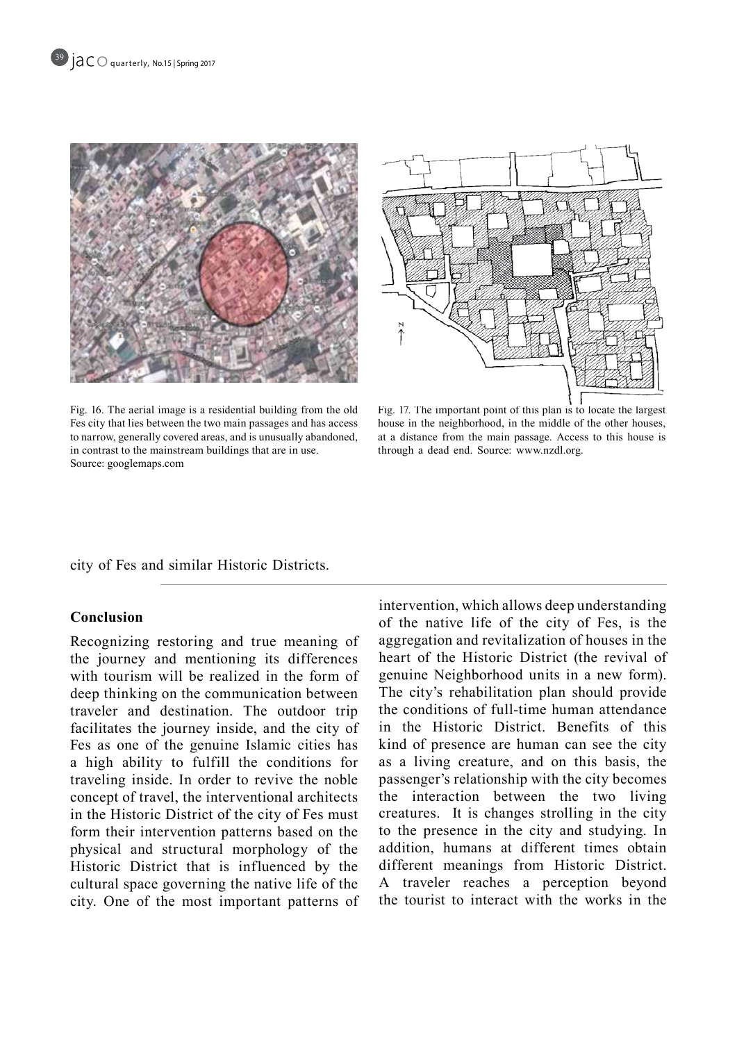Fig. 16. The aerial image is a residential building from the old Fes city that lies between the two main passages and has access to narrow, generally covered areas, and is unusually abandoned, in contrast to the mainstream buildings that are in use. Source: googlemaps.com

Fig. 17. The important point of this plan is to locate the largest house in the neighborhood, in the middle of the other houses, at a distance from the main passage. Access to this house is through a dead end. Source: www.nzdl.org.

city of Fes and similar Historic Districts.

**Conclusion**

Recognizing restoring and true meaning of the journey and mentioning its differences with tourism will be realized in the form of deep thinking on the communication between traveler and destination. The outdoor trip facilitates the journey inside, and the city of Fes as one of the genuine Islamic cities has a high ability to fulfill the conditions for traveling inside. In order to revive the noble concept of travel, the interventional architects in the Historic District of the city of Fes must form their intervention patterns based on the physical and structural morphology of the Historic District that is influenced by the cultural space governing the native life of the city. One of the most important patterns of intervention, which allows deep understanding of the native life of the city of Fes, is the aggregation and revitalization of houses in the heart of the Historic District (the revival of genuine Neighborhood units in a new form). The city's rehabilitation plan should provide the conditions of full-time human attendance in the Historic District. Benefits of this kind of presence are human can see the city as a living creature, and on this basis, the passenger's relationship with the city becomes the interaction between the two living creatures. It is changes strolling in the city to the presence in the city and studying. In addition, humans at different times obtain different meanings from Historic District. A traveler reaches a perception beyond the tourist to interact with the works in the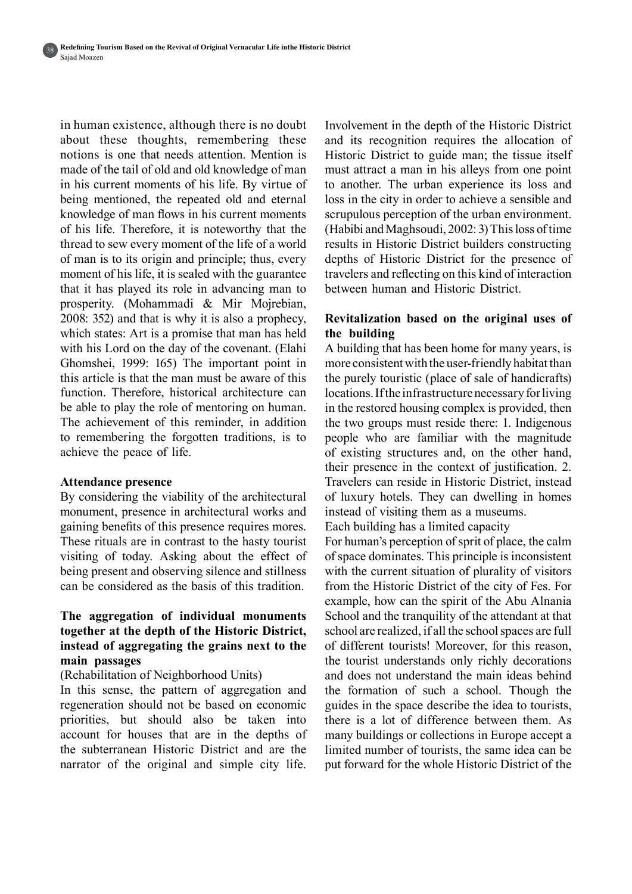in human existence, although there is no doubt about these thoughts, remembering these notions is one that needs attention. Mention is made of the tail of old and old knowledge of man in his current moments of his life. By virtue of being mentioned, the repeated old and eternal knowledge of man flows in his current moments of his life. Therefore, it is noteworthy that the thread to sew every moment of the life of a world of man is to its origin and principle; thus, every moment of his life, it is sealed with the guarantee that it has played its role in advancing man to prosperity. (Mohammadi & Mir Mojrebian, 2008: 352) and that is why it is also a prophecy, which states: Art is a promise that man has held with his Lord on the day of the covenant. (Elahi Ghomshei, 1999: 165) The important point in this article is that the man must be aware of this function. Therefore, historical architecture can be able to play the role of mentoring on human. The achievement of this reminder, in addition to remembering the forgotten traditions, is to achieve the peace of life.

**Attendance presence**

By considering the viability of the architectural monument, presence in architectural works and gaining benefits of this presence requires mores. These rituals are in contrast to the hasty tourist visiting of today. Asking about the effect of being present and observing silence and stillness can be considered as the basis of this tradition.

**The aggregation of individual monuments together at the depth of the Historic District, instead of aggregating the grains next to the main passages**

(Rehabilitation of Neighborhood Units)

In this sense, the pattern of aggregation and regeneration should not be based on economic priorities, but should also be taken into account for houses that are in the depths of the subterranean Historic District and are the narrator of the original and simple city life. Involvement in the depth of the Historic District and its recognition requires the allocation of Historic District to guide man; the tissue itself must attract a man in his alleys from one point to another. The urban experience its loss and loss in the city in order to achieve a sensible and scrupulous perception of the urban environment. (Habibi and Maghsoudi, 2002: 3) This loss of time results in Historic District builders constructing depths of Historic District for the presence of travelers and reflecting on this kind of interaction between human and Historic District.

**Revitalization based on the original uses of the building**

A building that has been home for many years, is more consistent with the user-friendly habitat than the purely touristic (place of sale of handicrafts) locations. If the infrastructure necessary for living in the restored housing complex is provided, then the two groups must reside there: 1. Indigenous people who are familiar with the magnitude of existing structures and, on the other hand, their presence in the context of justification. 2. Travelers can reside in Historic District, instead of luxury hotels. They can dwelling in homes instead of visiting them as a museums.

Each building has a limited capacity

For human's perception of sprit of place, the calm of space dominates. This principle is inconsistent with the current situation of plurality of visitors from the Historic District of the city of Fes. For example, how can the spirit of the Abu Alnania School and the tranquility of the attendant at that school are realized, if all the school spaces are full of different tourists! Moreover, for this reason, the tourist understands only richly decorations and does not understand the main ideas behind the formation of such a school. Though the guides in the space describe the idea to tourists, there is a lot of difference between them. As many buildings or collections in Europe accept a limited number of tourists, the same idea can be put forward for the whole Historic District of the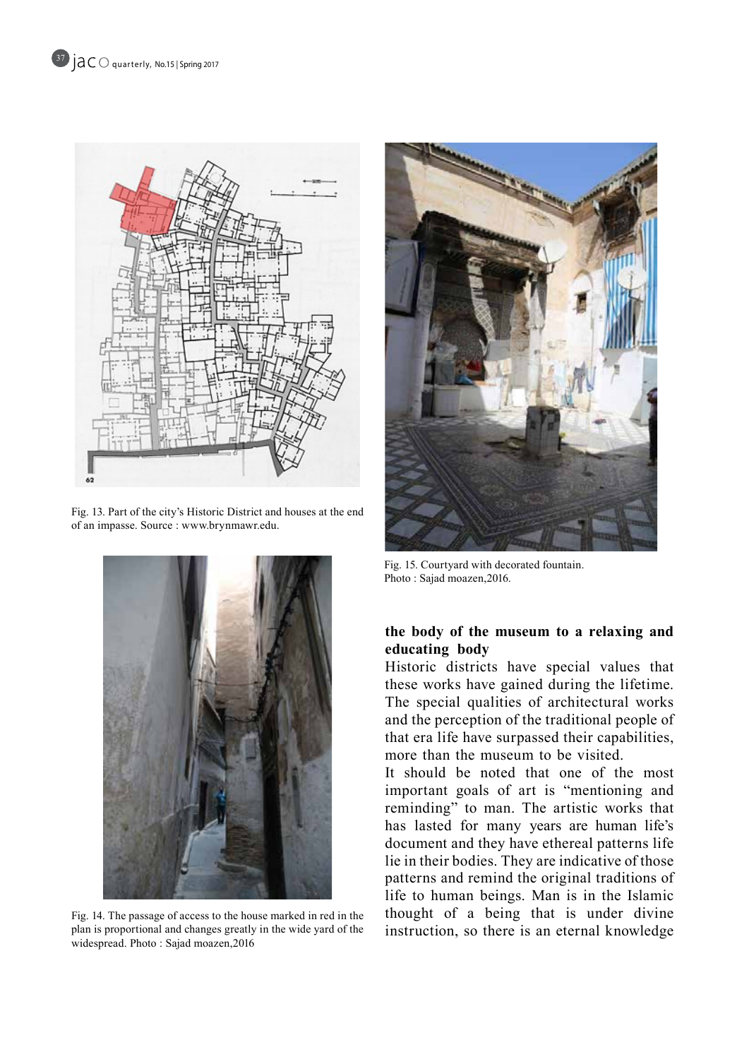Fig. 13. Part of the city's Historic District and houses at the end of an impasse. Source : www.brynmawr.edu.

Fig. 14. The passage of access to the house marked in red in the plan is proportional and changes greatly in the wide yard of the widespread. Photo : Sajad moazen,2016

Fig. 15. Courtyard with decorated fountain. Photo : Sajad moazen,2016.

**the body of the museum to a relaxing and educating body**

Historic districts have special values that these works have gained during the lifetime. The special qualities of architectural works and the perception of the traditional people of that era life have surpassed their capabilities, more than the museum to be visited.

It should be noted that one of the most important goals of art is "mentioning and reminding" to man. The artistic works that has lasted for many years are human life's document and they have ethereal patterns life lie in their bodies. They are indicative of those patterns and remind the original traditions of life to human beings. Man is in the Islamic thought of a being that is under divine instruction, so there is an eternal knowledge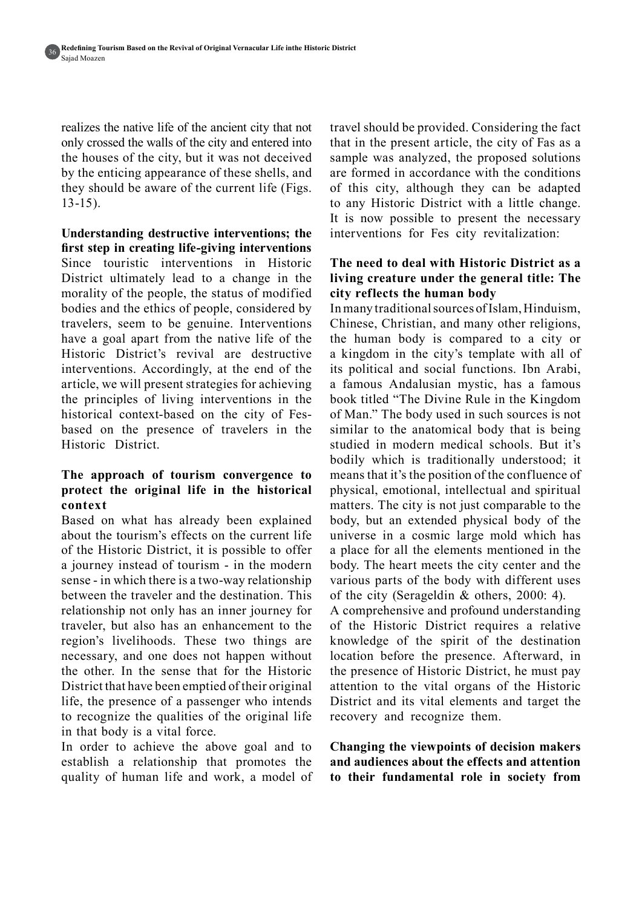realizes the native life of the ancient city that not only crossed the walls of the city and entered into the houses of the city, but it was not deceived by the enticing appearance of these shells, and they should be aware of the current life (Figs. 13-15).

**Understanding destructive interventions; the first step in creating life-giving interventions**

Since touristic interventions in Historic District ultimately lead to a change in the morality of the people, the status of modified bodies and the ethics of people, considered by travelers, seem to be genuine. Interventions have a goal apart from the native life of the Historic District's revival are destructive interventions. Accordingly, at the end of the article, we will present strategies for achieving the principles of living interventions in the historical context-based on the city of Fes-based on the presence of travelers in the Historic District.

**The approach of tourism convergence to protect the original life in the historical context**

Based on what has already been explained about the tourism's effects on the current life of the Historic District, it is possible to offer a journey instead of tourism - in the modern sense - in which there is a two-way relationship between the traveler and the destination. This relationship not only has an inner journey for traveler, but also has an enhancement to the region's livelihoods. These two things are necessary, and one does not happen without the other. In the sense that for the Historic District that have been emptied of their original life, the presence of a passenger who intends to recognize the qualities of the original life in that body is a vital force.

In order to achieve the above goal and to establish a relationship that promotes the quality of human life and work, a model of travel should be provided. Considering the fact that in the present article, the city of Fas as a sample was analyzed, the proposed solutions are formed in accordance with the conditions of this city, although they can be adapted to any Historic District with a little change. It is now possible to present the necessary interventions for Fes city revitalization:

**The need to deal with Historic District as a living creature under the general title: The city reflects the human body**

In many traditional sources of Islam, Hinduism, Chinese, Christian, and many other religions, the human body is compared to a city or a kingdom in the city's template with all of its political and social functions. Ibn Arabi, a famous Andalusian mystic, has a famous book titled "The Divine Rule in the Kingdom of Man." The body used in such sources is not similar to the anatomical body that is being studied in modern medical schools. But it's bodily which is traditionally understood; it means that it's the position of the confluence of physical, emotional, intellectual and spiritual matters. The city is not just comparable to the body, but an extended physical body of the universe in a cosmic large mold which has a place for all the elements mentioned in the body. The heart meets the city center and the various parts of the body with different uses of the city (Serageldin & others, 2000: 4).

A comprehensive and profound understanding of the Historic District requires a relative knowledge of the spirit of the destination location before the presence. Afterward, in the presence of Historic District, he must pay attention to the vital organs of the Historic District and its vital elements and target the recovery and recognize them.

**Changing the viewpoints of decision makers and audiences about the effects and attention to their fundamental role in society from**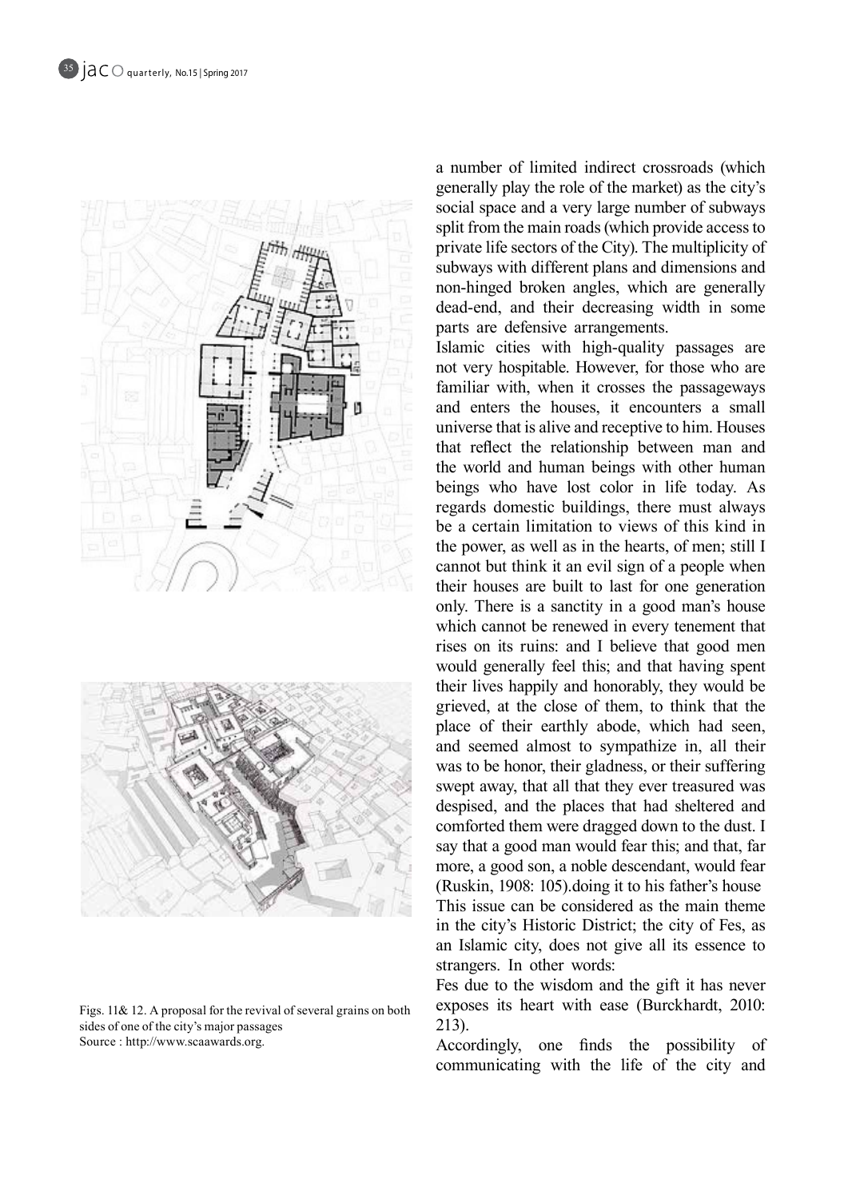Figs. 11& 12. A proposal for the revival of several grains on both sides of one of the city's major passages
Source : http://www.scaawards.org.

a number of limited indirect crossroads (which generally play the role of the market) as the city's social space and a very large number of subways split from the main roads (which provide access to private life sectors of the City). The multiplicity of subways with different plans and dimensions and non-hinged broken angles, which are generally dead-end, and their decreasing width in some parts are defensive arrangements.

Islamic cities with high-quality passages are not very hospitable. However, for those who are familiar with, when it crosses the passageways and enters the houses, it encounters a small universe that is alive and receptive to him. Houses that reflect the relationship between man and the world and human beings with other human beings who have lost color in life today. As regards domestic buildings, there must always be a certain limitation to views of this kind in the power, as well as in the hearts, of men; still I cannot but think it an evil sign of a people when their houses are built to last for one generation only. There is a sanctity in a good man's house which cannot be renewed in every tenement that rises on its ruins: and I believe that good men would generally feel this; and that having spent their lives happily and honorably, they would be grieved, at the close of them, to think that the place of their earthly abode, which had seen, and seemed almost to sympathize in, all their was to be honor, their gladness, or their suffering swept away, that all that they ever treasured was despised, and the places that had sheltered and comforted them were dragged down to the dust. I say that a good man would fear this; and that, far more, a good son, a noble descendant, would fear (Ruskin, 1908: 105).doing it to his father's house

This issue can be considered as the main theme in the city's Historic District; the city of Fes, as an Islamic city, does not give all its essence to strangers. In other words:

Fes due to the wisdom and the gift it has never exposes its heart with ease (Burckhardt, 2010: 213).

Accordingly, one finds the possibility of communicating with the life of the city and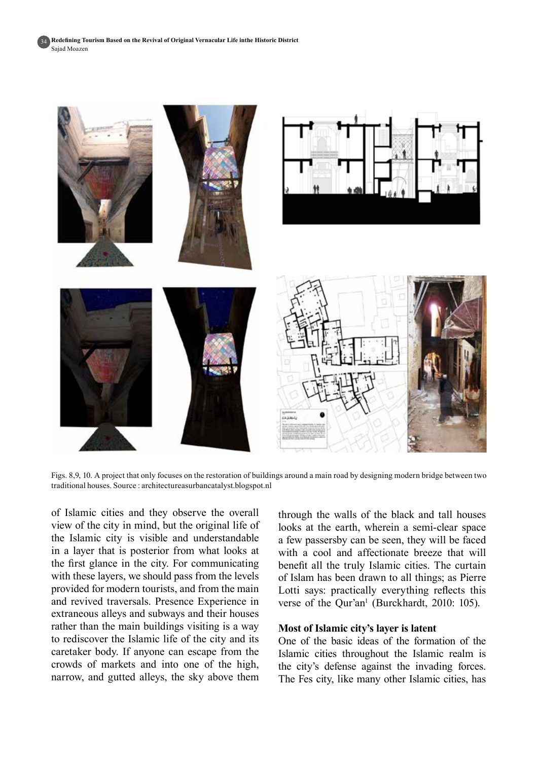Figs. 8,9, 10. A project that only focuses on the restoration of buildings around a main road by designing modern bridge between two traditional houses. Source : architectureasurbancatalyst.blogspot.nl

of Islamic cities and they observe the overall view of the city in mind, but the original life of the Islamic city is visible and understandable in a layer that is posterior from what looks at the first glance in the city. For communicating with these layers, we should pass from the levels provided for modern tourists, and from the main and revived traversals. Presence Experience in extraneous alleys and subways and their houses rather than the main buildings visiting is a way to rediscover the Islamic life of the city and its caretaker body. If anyone can escape from the crowds of markets and into one of the high, narrow, and gutted alleys, the sky above them through the walls of the black and tall houses looks at the earth, wherein a semi-clear space a few passersby can be seen, they will be faced with a cool and affectionate breeze that will benefit all the truly Islamic cities. The curtain of Islam has been drawn to all things; as Pierre Lotti says: practically everything reflects this verse of the Qur'an[1] (Burckhardt, 2010: 105).

### Most of Islamic city's layer is latent

One of the basic ideas of the formation of the Islamic cities throughout the Islamic realm is the city's defense against the invading forces. The Fes city, like many other Islamic cities, has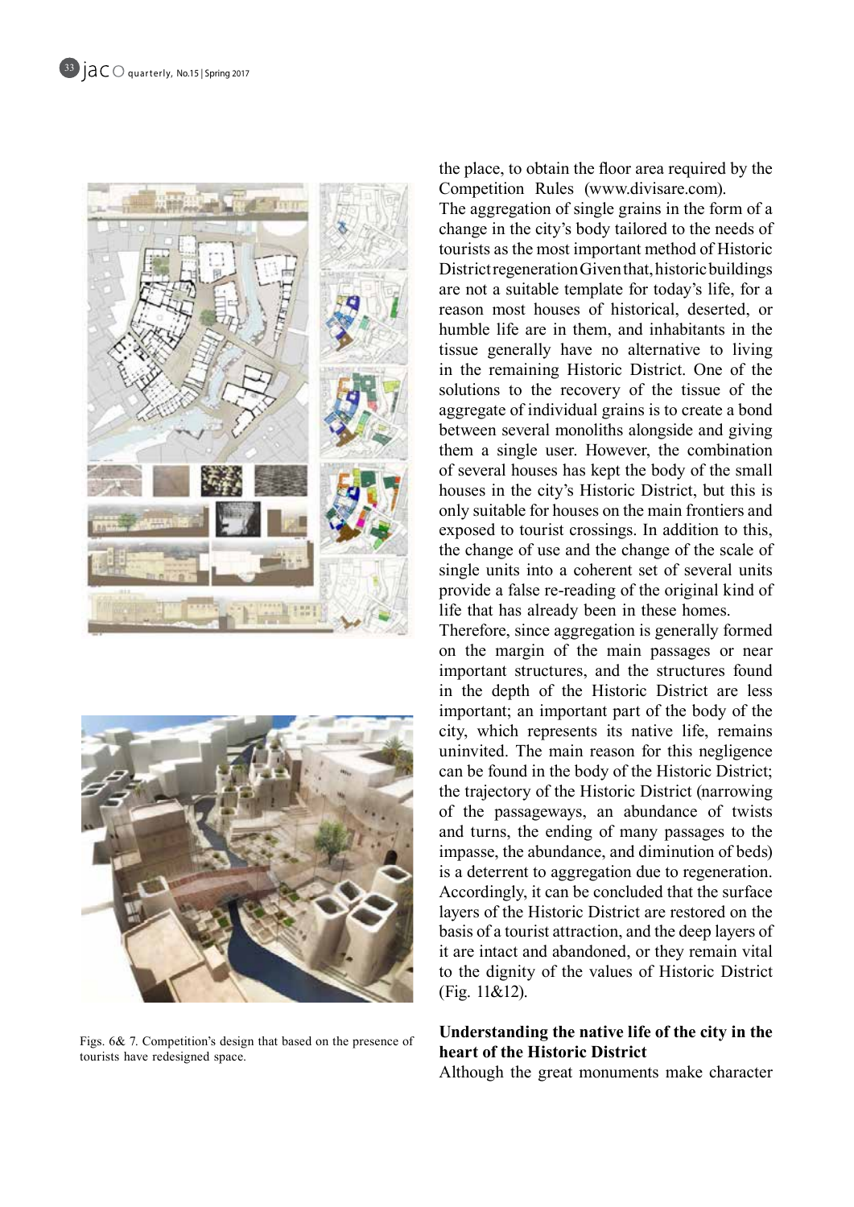the place, to obtain the floor area required by the Competition Rules (www.divisare.com).

The aggregation of single grains in the form of a change in the city's body tailored to the needs of tourists as the most important method of Historic District regeneration Given that, historic buildings are not a suitable template for today's life, for a reason most houses of historical, deserted, or humble life are in them, and inhabitants in the tissue generally have no alternative to living in the remaining Historic District. One of the solutions to the recovery of the tissue of the aggregate of individual grains is to create a bond between several monoliths alongside and giving them a single user. However, the combination of several houses has kept the body of the small houses in the city's Historic District, but this is only suitable for houses on the main frontiers and exposed to tourist crossings. In addition to this, the change of use and the change of the scale of single units into a coherent set of several units provide a false re-reading of the original kind of life that has already been in these homes.

Therefore, since aggregation is generally formed on the margin of the main passages or near important structures, and the structures found in the depth of the Historic District are less important; an important part of the body of the city, which represents its native life, remains uninvited. The main reason for this negligence can be found in the body of the Historic District; the trajectory of the Historic District (narrowing of the passageways, an abundance of twists and turns, the ending of many passages to the impasse, the abundance, and diminution of beds) is a deterrent to aggregation due to regeneration. Accordingly, it can be concluded that the surface layers of the Historic District are restored on the basis of a tourist attraction, and the deep layers of it are intact and abandoned, or they remain vital to the dignity of the values of Historic District (Fig. 11&12).

Figs. 6& 7. Competition's design that based on the presence of tourists have redesigned space.

**Understanding the native life of the city in the heart of the Historic District**

Although the great monuments make character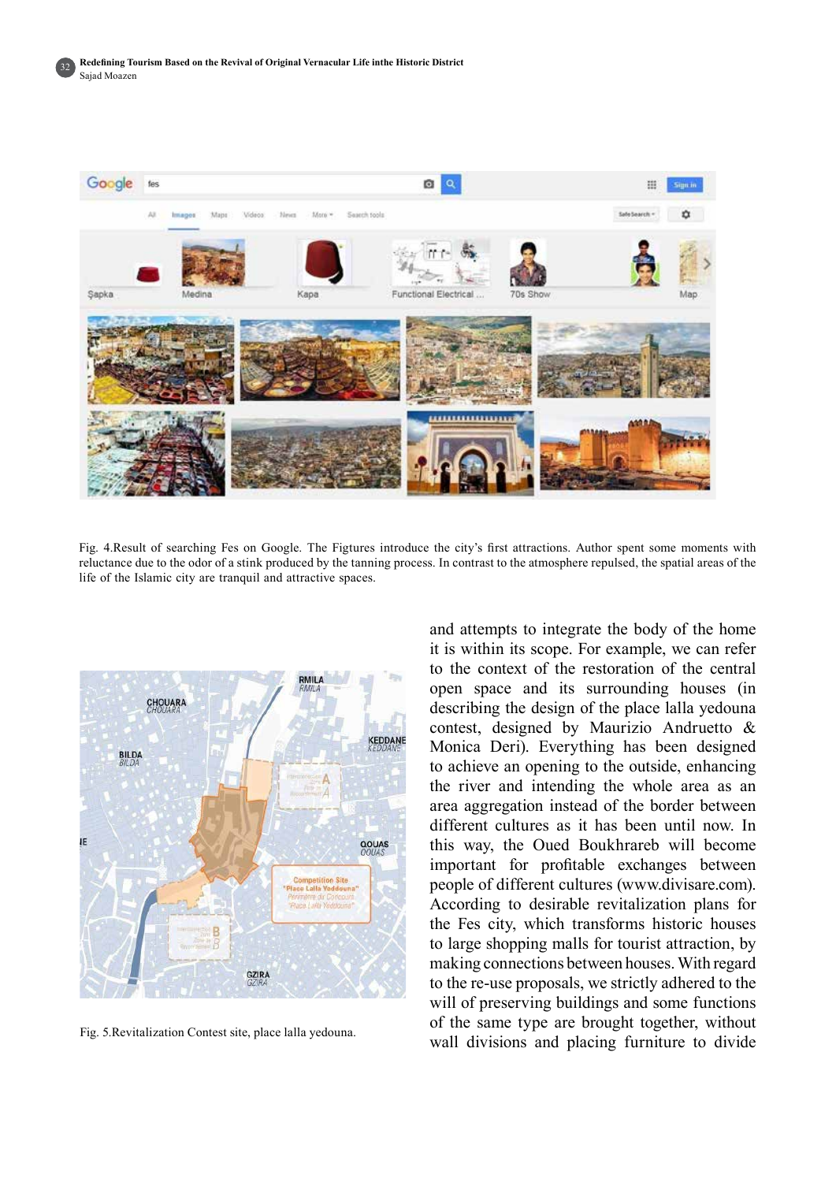Fig. 4.Result of searching Fes on Google. The Figtures introduce the city's first attractions. Author spent some moments with reluctance due to the odor of a stink produced by the tanning process. In contrast to the atmosphere repulsed, the spatial areas of the life of the Islamic city are tranquil and attractive spaces.

Fig. 5.Revitalization Contest site, place lalla yedouna.

and attempts to integrate the body of the home it is within its scope. For example, we can refer to the context of the restoration of the central open space and its surrounding houses (in describing the design of the place lalla yedouna contest, designed by Maurizio Andruetto & Monica Deri). Everything has been designed to achieve an opening to the outside, enhancing the river and intending the whole area as an area aggregation instead of the border between different cultures as it has been until now. In this way, the Oued Boukhrareb will become important for profitable exchanges between people of different cultures (www.divisare.com). According to desirable revitalization plans for the Fes city, which transforms historic houses to large shopping malls for tourist attraction, by making connections between houses. With regard to the re-use proposals, we strictly adhered to the will of preserving buildings and some functions of the same type are brought together, without wall divisions and placing furniture to divide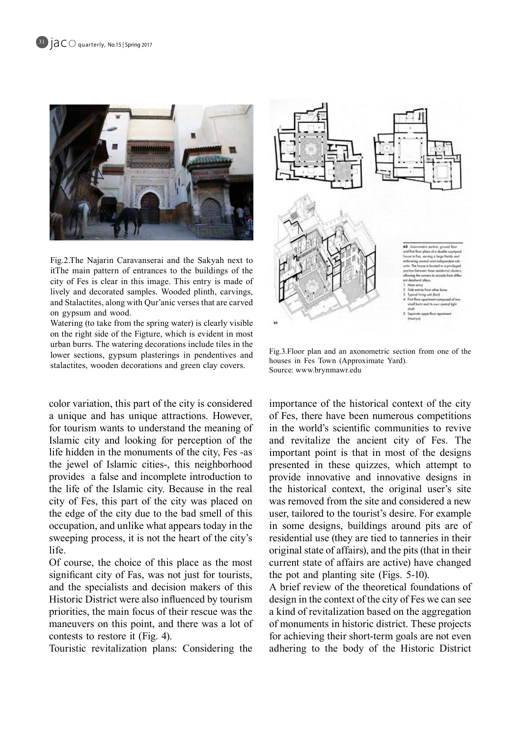Fig.2.The Najarin Caravanserai and the Sakyah next to itThe main pattern of entrances to the buildings of the city of Fes is clear in this image. This entry is made of lively and decorated samples. Wooded plinth, carvings, and Stalactites, along with Qur'anic verses that are carved on gypsum and wood.
Watering (to take from the spring water) is clearly visible on the right side of the Figture, which is evident in most urban burrs. The watering decorations include tiles in the lower sections, gypsum plasterings in pendentives and stalactites, wooden decorations and green clay covers.

Fig.3.Floor plan and an axonometric section from one of the houses in Fes Town (Approximate Yard).
Source: www.brynmawr.edu

color variation, this part of the city is considered a unique and has unique attractions. However, for tourism wants to understand the meaning of Islamic city and looking for perception of the life hidden in the monuments of the city, Fes -as the jewel of Islamic cities-, this neighborhood provides a false and incomplete introduction to the life of the Islamic city. Because in the real city of Fes, this part of the city was placed on the edge of the city due to the bad smell of this occupation, and unlike what appears today in the sweeping process, it is not the heart of the city's life.

Of course, the choice of this place as the most significant city of Fas, was not just for tourists, and the specialists and decision makers of this Historic District were also influenced by tourism priorities, the main focus of their rescue was the maneuvers on this point, and there was a lot of contests to restore it (Fig. 4).

Touristic revitalization plans: Considering the importance of the historical context of the city of Fes, there have been numerous competitions in the world's scientific communities to revive and revitalize the ancient city of Fes. The important point is that in most of the designs presented in these quizzes, which attempt to provide innovative and innovative designs in the historical context, the original user's site was removed from the site and considered a new user, tailored to the tourist's desire. For example in some designs, buildings around pits are of residential use (they are tied to tanneries in their original state of affairs), and the pits (that in their current state of affairs are active) have changed the pot and planting site (Figs. 5-10).

A brief review of the theoretical foundations of design in the context of the city of Fes we can see a kind of revitalization based on the aggregation of monuments in historic district. These projects for achieving their short-term goals are not even adhering to the body of the Historic District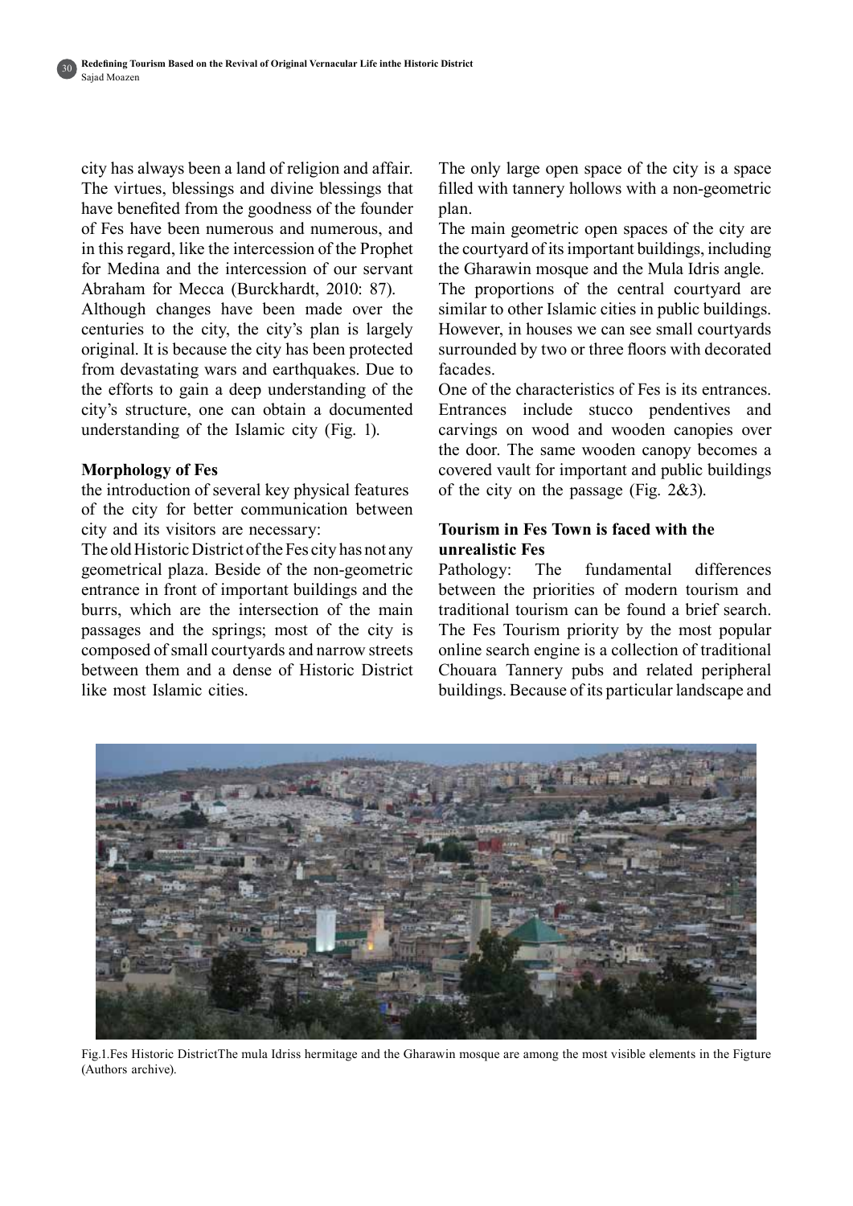city has always been a land of religion and affair. The virtues, blessings and divine blessings that have benefited from the goodness of the founder of Fes have been numerous and numerous, and in this regard, like the intercession of the Prophet for Medina and the intercession of our servant Abraham for Mecca (Burckhardt, 2010: 87).

Although changes have been made over the centuries to the city, the city's plan is largely original. It is because the city has been protected from devastating wars and earthquakes. Due to the efforts to gain a deep understanding of the city's structure, one can obtain a documented understanding of the Islamic city (Fig. 1).

**Morphology of Fes**

the introduction of several key physical features of the city for better communication between city and its visitors are necessary:

The old Historic District of the Fes city has not any geometrical plaza. Beside of the non-geometric entrance in front of important buildings and the burrs, which are the intersection of the main passages and the springs; most of the city is composed of small courtyards and narrow streets between them and a dense of Historic District like most Islamic cities.

The only large open space of the city is a space filled with tannery hollows with a non-geometric plan.

The main geometric open spaces of the city are the courtyard of its important buildings, including the Gharawin mosque and the Mula Idris angle.

The proportions of the central courtyard are similar to other Islamic cities in public buildings. However, in houses we can see small courtyards surrounded by two or three floors with decorated facades.

One of the characteristics of Fes is its entrances. Entrances include stucco pendentives and carvings on wood and wooden canopies over the door. The same wooden canopy becomes a covered vault for important and public buildings of the city on the passage (Fig. 2&3).

**Tourism in Fes Town is faced with the unrealistic Fes**

Pathology: The fundamental differences between the priorities of modern tourism and traditional tourism can be found a brief search. The Fes Tourism priority by the most popular online search engine is a collection of traditional Chouara Tannery pubs and related peripheral buildings. Because of its particular landscape and

Fig.1.Fes Historic DistrictThe mula Idriss hermitage and the Gharawin mosque are among the most visible elements in the Figture (Authors archive).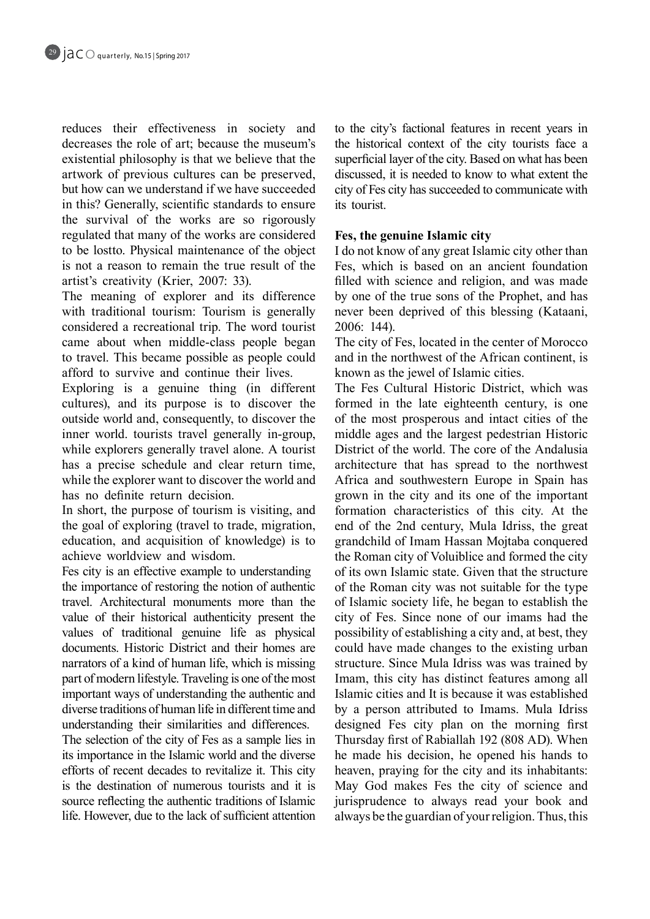reduces their effectiveness in society and decreases the role of art; because the museum's existential philosophy is that we believe that the artwork of previous cultures can be preserved, but how can we understand if we have succeeded in this? Generally, scientific standards to ensure the survival of the works are so rigorously regulated that many of the works are considered to be lostto. Physical maintenance of the object is not a reason to remain the true result of the artist's creativity (Krier, 2007: 33).

The meaning of explorer and its difference with traditional tourism: Tourism is generally considered a recreational trip. The word tourist came about when middle-class people began to travel. This became possible as people could afford to survive and continue their lives.

Exploring is a genuine thing (in different cultures), and its purpose is to discover the outside world and, consequently, to discover the inner world. tourists travel generally in-group, while explorers generally travel alone. A tourist has a precise schedule and clear return time, while the explorer want to discover the world and has no definite return decision.

In short, the purpose of tourism is visiting, and the goal of exploring (travel to trade, migration, education, and acquisition of knowledge) is to achieve worldview and wisdom.

Fes city is an effective example to understanding the importance of restoring the notion of authentic travel. Architectural monuments more than the value of their historical authenticity present the values of traditional genuine life as physical documents. Historic District and their homes are narrators of a kind of human life, which is missing part of modern lifestyle. Traveling is one of the most important ways of understanding the authentic and diverse traditions of human life in different time and understanding their similarities and differences.

The selection of the city of Fes as a sample lies in its importance in the Islamic world and the diverse efforts of recent decades to revitalize it. This city is the destination of numerous tourists and it is source reflecting the authentic traditions of Islamic life. However, due to the lack of sufficient attention to the city's factional features in recent years in the historical context of the city tourists face a superficial layer of the city. Based on what has been discussed, it is needed to know to what extent the city of Fes city has succeeded to communicate with its tourist.

**Fes, the genuine Islamic city**

I do not know of any great Islamic city other than Fes, which is based on an ancient foundation filled with science and religion, and was made by one of the true sons of the Prophet, and has never been deprived of this blessing (Kataani, 2006: 144).

The city of Fes, located in the center of Morocco and in the northwest of the African continent, is known as the jewel of Islamic cities.

The Fes Cultural Historic District, which was formed in the late eighteenth century, is one of the most prosperous and intact cities of the middle ages and the largest pedestrian Historic District of the world. The core of the Andalusia architecture that has spread to the northwest Africa and southwestern Europe in Spain has grown in the city and its one of the important formation characteristics of this city. At the end of the 2nd century, Mula Idriss, the great grandchild of Imam Hassan Mojtaba conquered the Roman city of Voluiblice and formed the city of its own Islamic state. Given that the structure of the Roman city was not suitable for the type of Islamic society life, he began to establish the city of Fes. Since none of our imams had the possibility of establishing a city and, at best, they could have made changes to the existing urban structure. Since Mula Idriss was was trained by Imam, this city has distinct features among all Islamic cities and It is because it was established by a person attributed to Imams. Mula Idriss designed Fes city plan on the morning first Thursday first of Rabiallah 192 (808 AD). When he made his decision, he opened his hands to heaven, praying for the city and its inhabitants: May God makes Fes the city of science and jurisprudence to always read your book and always be the guardian of your religion. Thus, this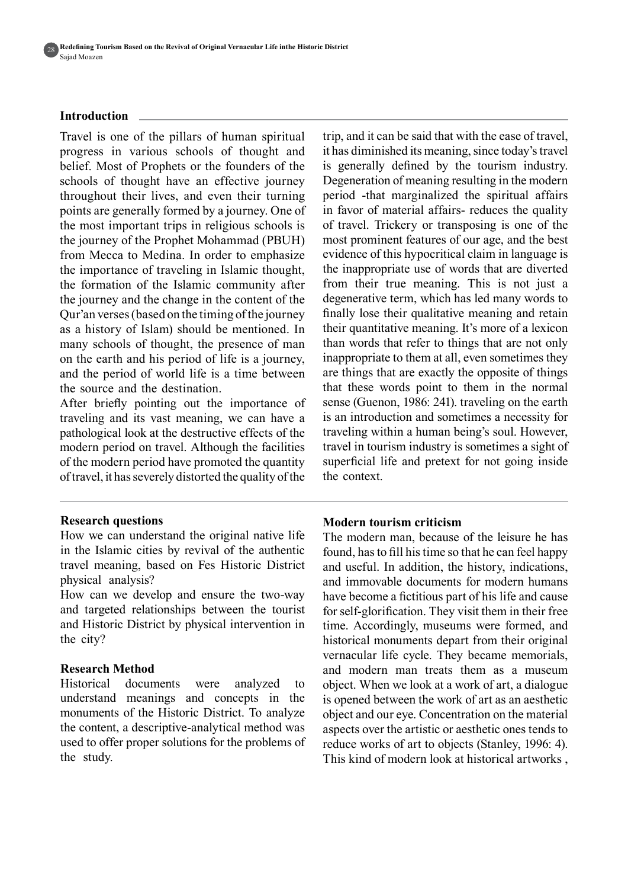## Introduction

Travel is one of the pillars of human spiritual progress in various schools of thought and belief. Most of Prophets or the founders of the schools of thought have an effective journey throughout their lives, and even their turning points are generally formed by a journey. One of the most important trips in religious schools is the journey of the Prophet Mohammad (PBUH) from Mecca to Medina. In order to emphasize the importance of traveling in Islamic thought, the formation of the Islamic community after the journey and the change in the content of the Qur'an verses (based on the timing of the journey as a history of Islam) should be mentioned. In many schools of thought, the presence of man on the earth and his period of life is a journey, and the period of world life is a time between the source and the destination.

After briefly pointing out the importance of traveling and its vast meaning, we can have a pathological look at the destructive effects of the modern period on travel. Although the facilities of the modern period have promoted the quantity of travel, it has severely distorted the quality of the trip, and it can be said that with the ease of travel, it has diminished its meaning, since today's travel is generally defined by the tourism industry. Degeneration of meaning resulting in the modern period -that marginalized the spiritual affairs in favor of material affairs- reduces the quality of travel. Trickery or transposing is one of the most prominent features of our age, and the best evidence of this hypocritical claim in language is the inappropriate use of words that are diverted from their true meaning. This is not just a degenerative term, which has led many words to finally lose their qualitative meaning and retain their quantitative meaning. It's more of a lexicon than words that refer to things that are not only inappropriate to them at all, even sometimes they are things that are exactly the opposite of things that these words point to them in the normal sense (Guenon, 1986: 241). traveling on the earth is an introduction and sometimes a necessity for traveling within a human being's soul. However, travel in tourism industry is sometimes a sight of superficial life and pretext for not going inside the context.

## Research questions

How we can understand the original native life in the Islamic cities by revival of the authentic travel meaning, based on Fes Historic District physical analysis?

How can we develop and ensure the two-way and targeted relationships between the tourist and Historic District by physical intervention in the city?

## Research Method

Historical documents were analyzed to understand meanings and concepts in the monuments of the Historic District. To analyze the content, a descriptive-analytical method was used to offer proper solutions for the problems of the study.

## Modern tourism criticism

The modern man, because of the leisure he has found, has to fill his time so that he can feel happy and useful. In addition, the history, indications, and immovable documents for modern humans have become a fictitious part of his life and cause for self-glorification. They visit them in their free time. Accordingly, museums were formed, and historical monuments depart from their original vernacular life cycle. They became memorials, and modern man treats them as a museum object. When we look at a work of art, a dialogue is opened between the work of art as an aesthetic object and our eye. Concentration on the material aspects over the artistic or aesthetic ones tends to reduce works of art to objects (Stanley, 1996: 4). This kind of modern look at historical artworks ,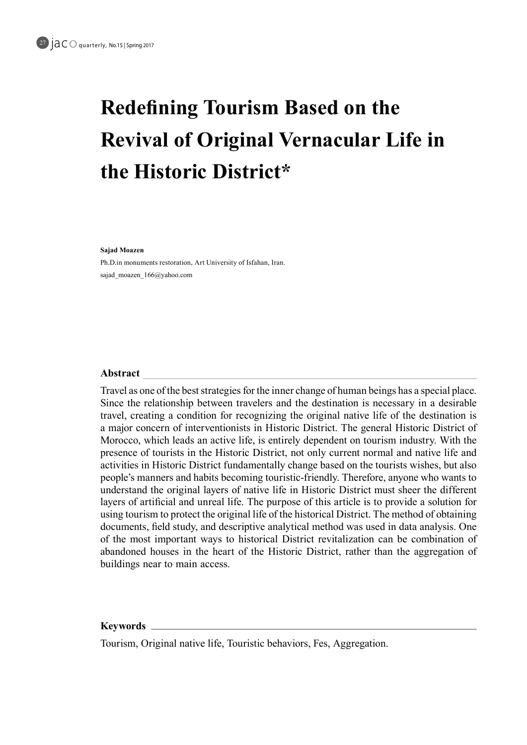# Redefining Tourism Based on the Revival of Original Vernacular Life in the Historic District*

**Sajad Moazen**

Ph.D.in monuments restoration, Art University of Isfahan, Iran.

sajad_moazen_166@yahoo.com

## Abstract

Travel as one of the best strategies for the inner change of human beings has a special place. Since the relationship between travelers and the destination is necessary in a desirable travel, creating a condition for recognizing the original native life of the destination is a major concern of interventionists in Historic District. The general Historic District of Morocco, which leads an active life, is entirely dependent on tourism industry. With the presence of tourists in the Historic District, not only current normal and native life and activities in Historic District fundamentally change based on the tourists wishes, but also people's manners and habits becoming touristic-friendly. Therefore, anyone who wants to understand the original layers of native life in Historic District must sheer the different layers of artificial and unreal life. The purpose of this article is to provide a solution for using tourism to protect the original life of the historical District. The method of obtaining documents, field study, and descriptive analytical method was used in data analysis. One of the most important ways to historical District revitalization can be combination of abandoned houses in the heart of the Historic District, rather than the aggregation of buildings near to main access.

## Keywords

Tourism, Original native life, Touristic behaviors, Fes, Aggregation.